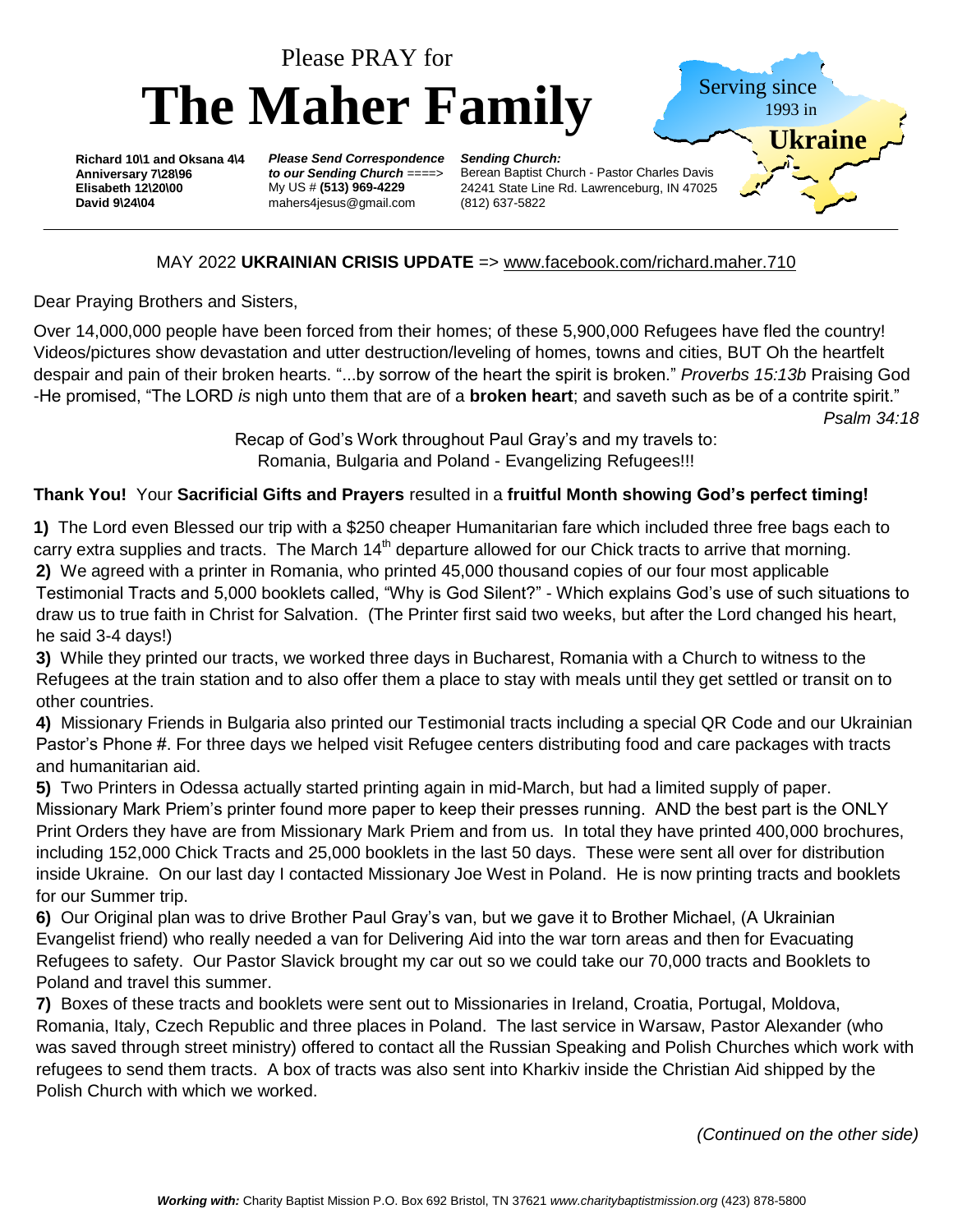Please PRAY for

# The Maher Family

Serving since 1993 in **Ukraine**

**Richard 10\1 and Oksana 4\4**
**Anniversary 7\28\96**
**Elisabeth 12\20\00**
**David 9\24\04**

***Please Send Correspondence to our Sending Church*** ====>
My US # **(513) 969-4229**
mahers4jesus@gmail.com

***Sending Church:***
Berean Baptist Church - Pastor Charles Davis
24241 State Line Rd. Lawrenceburg, IN 47025
(812) 637-5822

---

MAY 2022 **UKRAINIAN CRISIS UPDATE** => www.facebook.com/richard.maher.710

Dear Praying Brothers and Sisters,

Over 14,000,000 people have been forced from their homes; of these 5,900,000 Refugees have fled the country! Videos/pictures show devastation and utter destruction/leveling of homes, towns and cities, BUT Oh the heartfelt despair and pain of their broken hearts. "...by sorrow of the heart the spirit is broken." *Proverbs 15:13b* Praising God -He promised, "The LORD *is* nigh unto them that are of a **broken heart**; and saveth such as be of a contrite spirit." *Psalm 34:18*

Recap of God's Work throughout Paul Gray's and my travels to:
Romania, Bulgaria and Poland - Evangelizing Refugees!!!

**Thank You!** Your **Sacrificial Gifts and Prayers** resulted in a **fruitful Month showing God's perfect timing!**

**1)** The Lord even Blessed our trip with a $250 cheaper Humanitarian fare which included three free bags each to carry extra supplies and tracts. The March 14th departure allowed for our Chick tracts to arrive that morning.

**2)** We agreed with a printer in Romania, who printed 45,000 thousand copies of our four most applicable Testimonial Tracts and 5,000 booklets called, "Why is God Silent?" - Which explains God's use of such situations to draw us to true faith in Christ for Salvation. (The Printer first said two weeks, but after the Lord changed his heart, he said 3-4 days!)

**3)** While they printed our tracts, we worked three days in Bucharest, Romania with a Church to witness to the Refugees at the train station and to also offer them a place to stay with meals until they get settled or transit on to other countries.

**4)** Missionary Friends in Bulgaria also printed our Testimonial tracts including a special QR Code and our Ukrainian Pastor's Phone #. For three days we helped visit Refugee centers distributing food and care packages with tracts and humanitarian aid.

**5)** Two Printers in Odessa actually started printing again in mid-March, but had a limited supply of paper. Missionary Mark Priem's printer found more paper to keep their presses running. AND the best part is the ONLY Print Orders they have are from Missionary Mark Priem and from us. In total they have printed 400,000 brochures, including 152,000 Chick Tracts and 25,000 booklets in the last 50 days. These were sent all over for distribution inside Ukraine. On our last day I contacted Missionary Joe West in Poland. He is now printing tracts and booklets for our Summer trip.

**6)** Our Original plan was to drive Brother Paul Gray's van, but we gave it to Brother Michael, (A Ukrainian Evangelist friend) who really needed a van for Delivering Aid into the war torn areas and then for Evacuating Refugees to safety. Our Pastor Slavick brought my car out so we could take our 70,000 tracts and Booklets to Poland and travel this summer.

**7)** Boxes of these tracts and booklets were sent out to Missionaries in Ireland, Croatia, Portugal, Moldova, Romania, Italy, Czech Republic and three places in Poland. The last service in Warsaw, Pastor Alexander (who was saved through street ministry) offered to contact all the Russian Speaking and Polish Churches which work with refugees to send them tracts. A box of tracts was also sent into Kharkiv inside the Christian Aid shipped by the Polish Church with which we worked.

*(Continued on the other side)*

***Working with:*** Charity Baptist Mission P.O. Box 692 Bristol, TN 37621 *www.charitybaptistmission.org* (423) 878-5800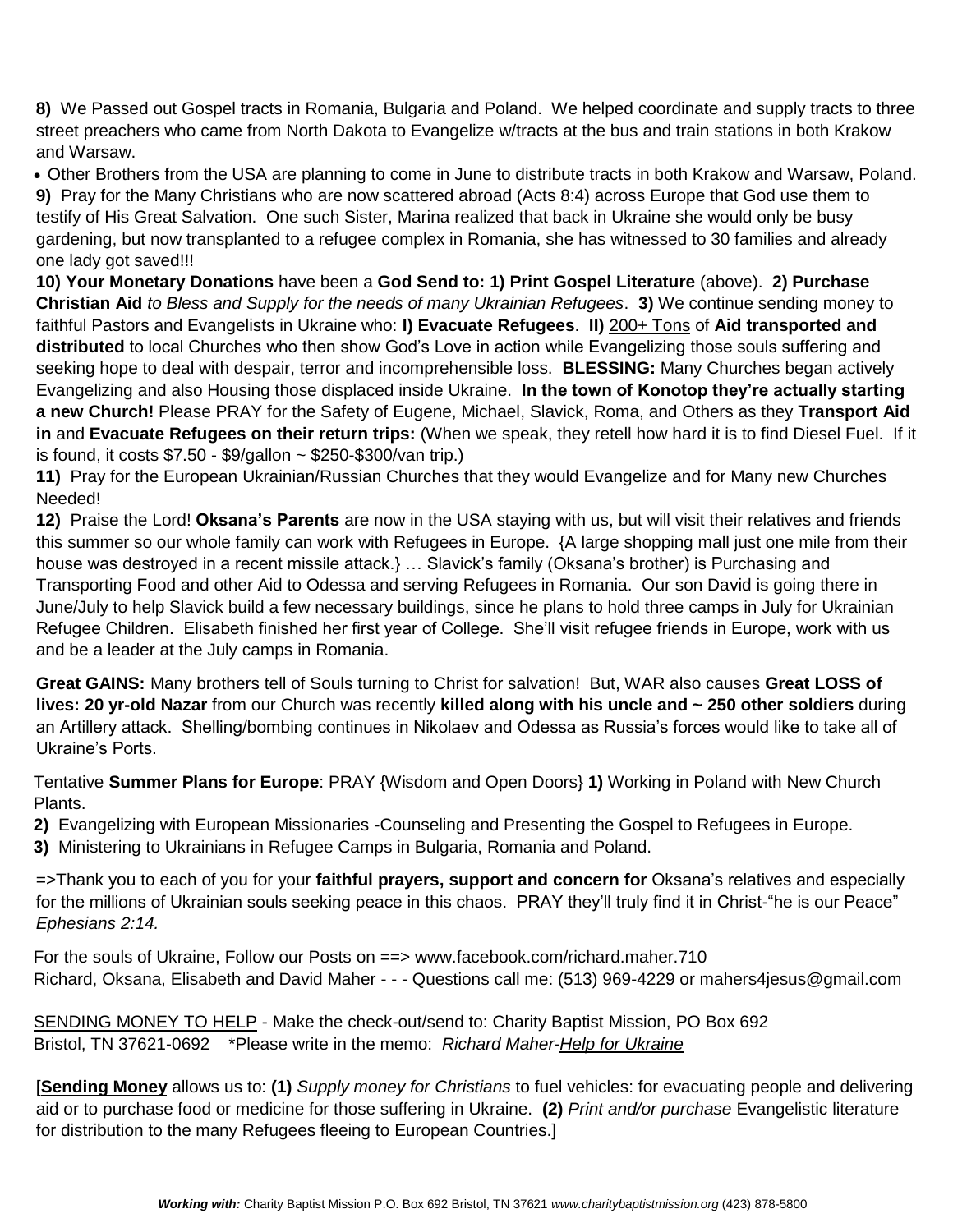**8)** We Passed out Gospel tracts in Romania, Bulgaria and Poland. We helped coordinate and supply tracts to three street preachers who came from North Dakota to Evangelize w/tracts at the bus and train stations in both Krakow and Warsaw.

- Other Brothers from the USA are planning to come in June to distribute tracts in both Krakow and Warsaw, Poland.

**9)** Pray for the Many Christians who are now scattered abroad (Acts 8:4) across Europe that God use them to testify of His Great Salvation. One such Sister, Marina realized that back in Ukraine she would only be busy gardening, but now transplanted to a refugee complex in Romania, she has witnessed to 30 families and already one lady got saved!!!

**10) Your Monetary Donations** have been a **God Send to: 1) Print Gospel Literature** (above). **2) Purchase Christian Aid** *to Bless and Supply for the needs of many Ukrainian Refugees*. **3)** We continue sending money to faithful Pastors and Evangelists in Ukraine who: **I) Evacuate Refugees**. **II)** 200+ Tons of **Aid transported and distributed** to local Churches who then show God's Love in action while Evangelizing those souls suffering and seeking hope to deal with despair, terror and incomprehensible loss. **BLESSING:** Many Churches began actively Evangelizing and also Housing those displaced inside Ukraine. **In the town of Konotop they're actually starting a new Church!** Please PRAY for the Safety of Eugene, Michael, Slavick, Roma, and Others as they **Transport Aid in** and **Evacuate Refugees on their return trips:** (When we speak, they retell how hard it is to find Diesel Fuel. If it is found, it costs $7.50 - $9/gallon ~ $250-$300/van trip.)

**11)** Pray for the European Ukrainian/Russian Churches that they would Evangelize and for Many new Churches Needed!

**12)** Praise the Lord! **Oksana's Parents** are now in the USA staying with us, but will visit their relatives and friends this summer so our whole family can work with Refugees in Europe. {A large shopping mall just one mile from their house was destroyed in a recent missile attack.} … Slavick's family (Oksana's brother) is Purchasing and Transporting Food and other Aid to Odessa and serving Refugees in Romania. Our son David is going there in June/July to help Slavick build a few necessary buildings, since he plans to hold three camps in July for Ukrainian Refugee Children. Elisabeth finished her first year of College. She'll visit refugee friends in Europe, work with us and be a leader at the July camps in Romania.

**Great GAINS:** Many brothers tell of Souls turning to Christ for salvation! But, WAR also causes **Great LOSS of lives: 20 yr-old Nazar** from our Church was recently **killed along with his uncle and ~ 250 other soldiers** during an Artillery attack. Shelling/bombing continues in Nikolaev and Odessa as Russia's forces would like to take all of Ukraine's Ports.

Tentative **Summer Plans for Europe**: PRAY {Wisdom and Open Doors} **1)** Working in Poland with New Church Plants.

**2)** Evangelizing with European Missionaries -Counseling and Presenting the Gospel to Refugees in Europe.

**3)** Ministering to Ukrainians in Refugee Camps in Bulgaria, Romania and Poland.

=>Thank you to each of you for your **faithful prayers, support and concern for** Oksana's relatives and especially for the millions of Ukrainian souls seeking peace in this chaos. PRAY they'll truly find it in Christ-"he is our Peace" *Ephesians 2:14.*

For the souls of Ukraine, Follow our Posts on ==> www.facebook.com/richard.maher.710
Richard, Oksana, Elisabeth and David Maher - - - Questions call me: (513) 969-4229 or mahers4jesus@gmail.com

SENDING MONEY TO HELP - Make the check-out/send to: Charity Baptist Mission, PO Box 692
Bristol, TN 37621-0692 \*Please write in the memo: *Richard Maher-Help for Ukraine*

[**Sending Money** allows us to: **(1)** *Supply money for Christians* to fuel vehicles: for evacuating people and delivering aid or to purchase food or medicine for those suffering in Ukraine. **(2)** *Print and/or purchase* Evangelistic literature for distribution to the many Refugees fleeing to European Countries.]

***Working with:*** Charity Baptist Mission P.O. Box 692 Bristol, TN 37621 *www.charitybaptistmission.org* (423) 878-5800